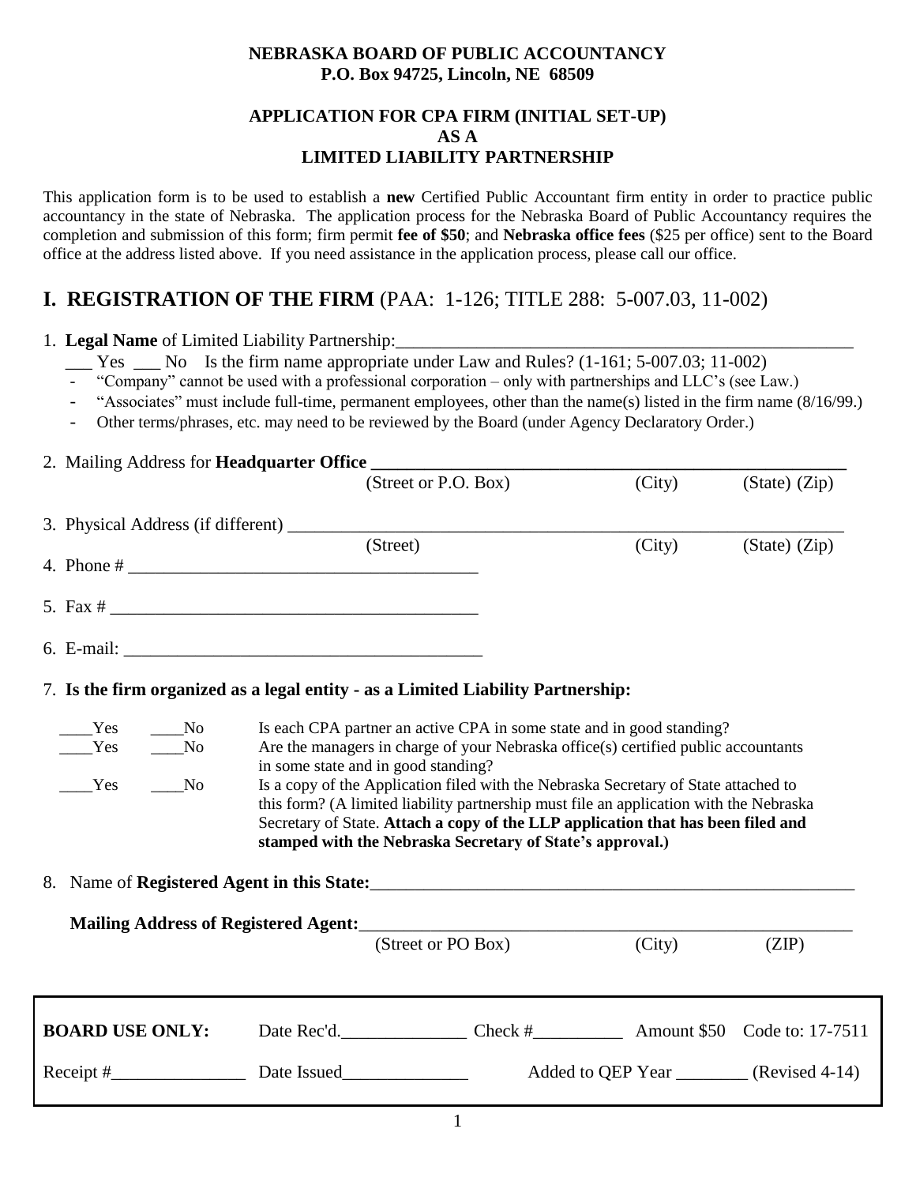**NEBRASKA BOARD OF PUBLIC ACCOUNTANCY**
**P.O. Box 94725, Lincoln, NE 68509**

**APPLICATION FOR CPA FIRM (INITIAL SET-UP)**
**AS A**
**LIMITED LIABILITY PARTNERSHIP**

This application form is to be used to establish a **new** Certified Public Accountant firm entity in order to practice public accountancy in the state of Nebraska. The application process for the Nebraska Board of Public Accountancy requires the completion and submission of this form; firm permit **fee of $50**; and **Nebraska office fees** ($25 per office) sent to the Board office at the address listed above. If you need assistance in the application process, please call our office.

## I. REGISTRATION OF THE FIRM (PAA: 1-126; TITLE 288: 5-007.03, 11-002)

1. **Legal Name** of Limited Liability Partnership:_______________________________________________

   ___ Yes ___ No Is the firm name appropriate under Law and Rules? (1-161; 5-007.03; 11-002)

   - "Company" cannot be used with a professional corporation – only with partnerships and LLC's (see Law.)
   - "Associates" must include full-time, permanent employees, other than the name(s) listed in the firm name (8/16/99.)
   - Other terms/phrases, etc. may need to be reviewed by the Board (under Agency Declaratory Order.)

2. Mailing Address for **Headquarter Office** _______________________________________________
   (Street or P.O. Box) (City) (State) (Zip)

3. Physical Address (if different) _______________________________________________
   (Street) (City) (State) (Zip)

4. Phone # _______________________________________

5. Fax # _______________________________________

6. E-mail: _______________________________________

7. **Is the firm organized as a legal entity - as a Limited Liability Partnership:**

   ____Yes ____No Is each CPA partner an active CPA in some state and in good standing?

   ____Yes ____No Are the managers in charge of your Nebraska office(s) certified public accountants in some state and in good standing?

   ____Yes ____No Is a copy of the Application filed with the Nebraska Secretary of State attached to this form? (A limited liability partnership must file an application with the Nebraska Secretary of State. **Attach a copy of the LLP application that has been filed and stamped with the Nebraska Secretary of State's approval.)**

8. Name of **Registered Agent in this State:**_______________________________________________

   **Mailing Address of Registered Agent:**_______________________________________________
   (Street or PO Box) (City) (ZIP)

| **BOARD USE ONLY:** | Date Rec'd.______________ | Check #__________ | Amount $50 | Code to: 17-7511 |
|---|---|---|---|---|
| Receipt #_______________ | Date Issued______________ | Added to QEP Year ________ | | (Revised 4-14) |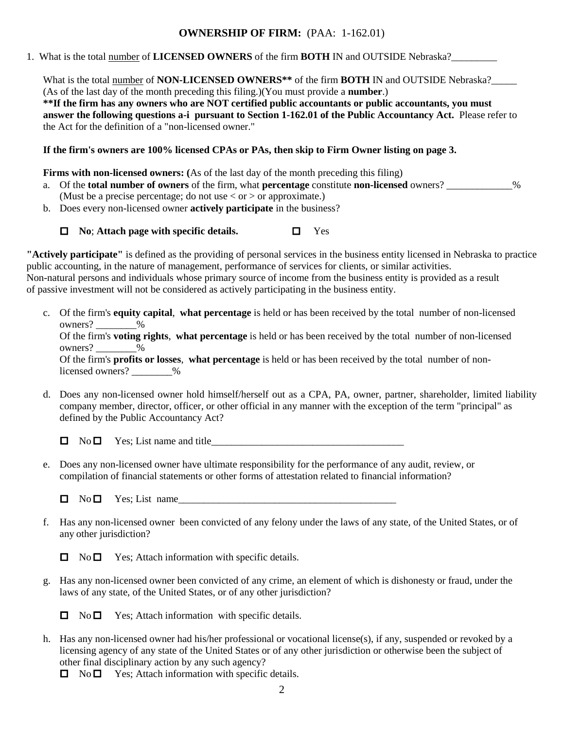## OWNERSHIP OF FIRM: (PAA: 1-162.01)

1. What is the total number of **LICENSED OWNERS** of the firm **BOTH** IN and OUTSIDE Nebraska?_________

   What is the total number of **NON-LICENSED OWNERS**** of the firm **BOTH** IN and OUTSIDE Nebraska?_____ (As of the last day of the month preceding this filing.)(You must provide a **number**.)
   
   ****If the firm has any owners who are NOT certified public accountants or public accountants, you must answer the following questions a-i pursuant to Section 1-162.01 of the Public Accountancy Act.** Please refer to the Act for the definition of a "non-licensed owner."

   **If the firm's owners are 100% licensed CPAs or PAs, then skip to Firm Owner listing on page 3.**

   **Firms with non-licensed owners: (**As of the last day of the month preceding this filing)

   a. Of the **total number of owners** of the firm, what **percentage** constitute **non-licensed** owners? _____________% (Must be a precise percentage; do not use < or > or approximate.)

   b. Does every non-licensed owner **actively participate** in the business?

      ☐ **No**; **Attach page with specific details.** ☐ Yes

**"Actively participate"** is defined as the providing of personal services in the business entity licensed in Nebraska to practice public accounting, in the nature of management, performance of services for clients, or similar activities. Non-natural persons and individuals whose primary source of income from the business entity is provided as a result of passive investment will not be considered as actively participating in the business entity.

   c. Of the firm's **equity capital**, **what percentage** is held or has been received by the total number of non-licensed owners? ________%
   
      Of the firm's **voting rights**, **what percentage** is held or has been received by the total number of non-licensed owners? ________%
      
      Of the firm's **profits or losses**, **what percentage** is held or has been received by the total number of non-licensed owners? ________%

   d. Does any non-licensed owner hold himself/herself out as a CPA, PA, owner, partner, shareholder, limited liability company member, director, officer, or other official in any manner with the exception of the term "principal" as defined by the Public Accountancy Act?

      ☐ No ☐ Yes; List name and title_______________________________________

   e. Does any non-licensed owner have ultimate responsibility for the performance of any audit, review, or compilation of financial statements or other forms of attestation related to financial information?

      ☐ No ☐ Yes; List name____________________________________________

   f. Has any non-licensed owner been convicted of any felony under the laws of any state, of the United States, or of any other jurisdiction?

      ☐ No ☐ Yes; Attach information with specific details.

   g. Has any non-licensed owner been convicted of any crime, an element of which is dishonesty or fraud, under the laws of any state, of the United States, or of any other jurisdiction?

      ☐ No ☐ Yes; Attach information with specific details.

   h. Has any non-licensed owner had his/her professional or vocational license(s), if any, suspended or revoked by a licensing agency of any state of the United States or of any other jurisdiction or otherwise been the subject of other final disciplinary action by any such agency?
   
      ☐ No ☐ Yes; Attach information with specific details.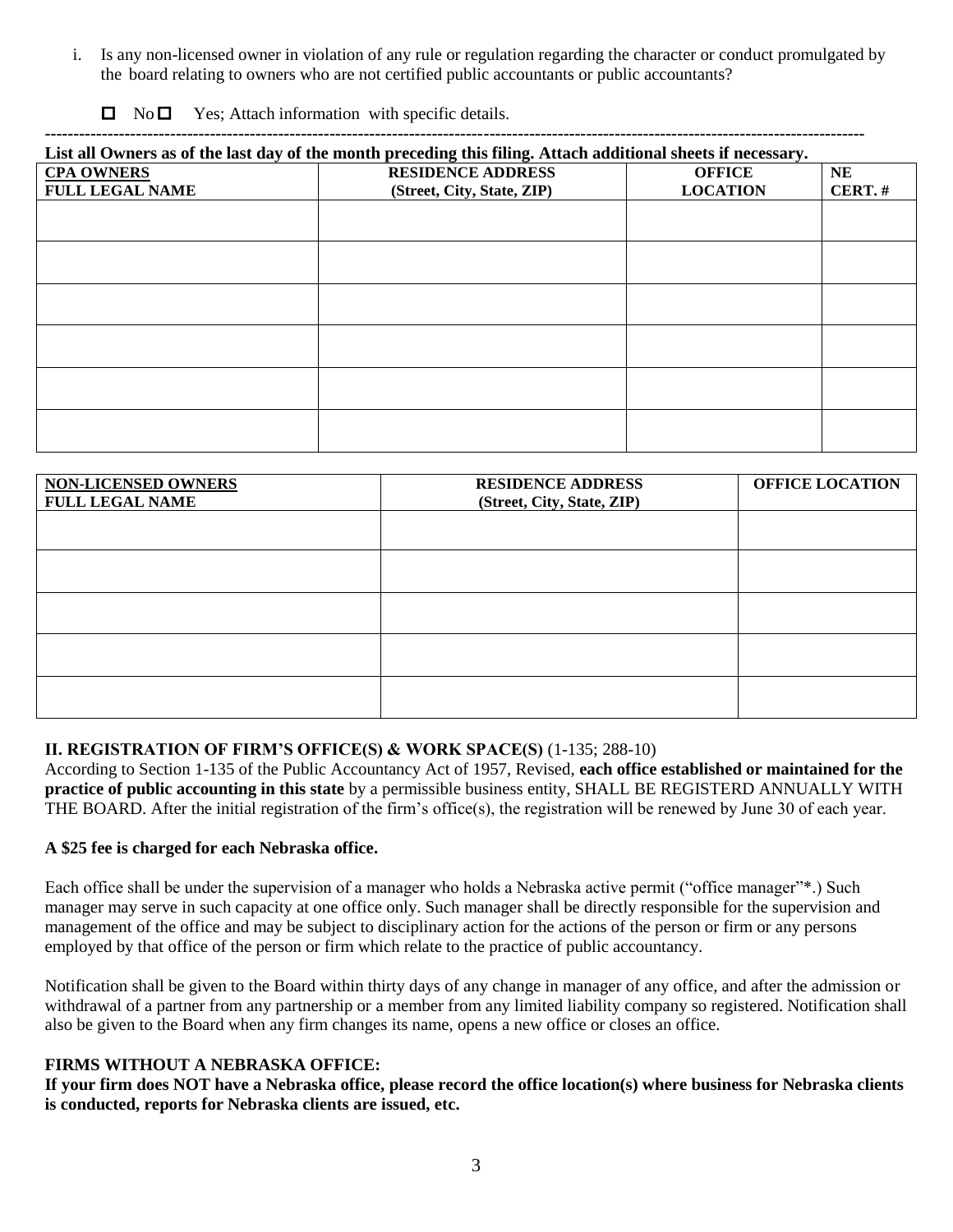i. Is any non-licensed owner in violation of any rule or regulation regarding the character or conduct promulgated by the board relating to owners who are not certified public accountants or public accountants?

☐ No ☐ Yes; Attach information with specific details.

---

**List all Owners as of the last day of the month preceding this filing. Attach additional sheets if necessary.**

| CPA OWNERS FULL LEGAL NAME | RESIDENCE ADDRESS (Street, City, State, ZIP) | OFFICE LOCATION | NE CERT. # |
|---|---|---|---|
| | | | |
| | | | |
| | | | |
| | | | |
| | | | |
| | | | |

| NON-LICENSED OWNERS FULL LEGAL NAME | RESIDENCE ADDRESS (Street, City, State, ZIP) | OFFICE LOCATION |
|---|---|---|
| | | |
| | | |
| | | |
| | | |
| | | |

## II. REGISTRATION OF FIRM'S OFFICE(S) & WORK SPACE(S) (1-135; 288-10)

According to Section 1-135 of the Public Accountancy Act of 1957, Revised, **each office established or maintained for the practice of public accounting in this state** by a permissible business entity, SHALL BE REGISTERD ANNUALLY WITH THE BOARD. After the initial registration of the firm's office(s), the registration will be renewed by June 30 of each year.

**A $25 fee is charged for each Nebraska office.**

Each office shall be under the supervision of a manager who holds a Nebraska active permit ("office manager"*.) Such manager may serve in such capacity at one office only. Such manager shall be directly responsible for the supervision and management of the office and may be subject to disciplinary action for the actions of the person or firm or any persons employed by that office of the person or firm which relate to the practice of public accountancy.

Notification shall be given to the Board within thirty days of any change in manager of any office, and after the admission or withdrawal of a partner from any partnership or a member from any limited liability company so registered. Notification shall also be given to the Board when any firm changes its name, opens a new office or closes an office.

**FIRMS WITHOUT A NEBRASKA OFFICE:**

**If your firm does NOT have a Nebraska office, please record the office location(s) where business for Nebraska clients is conducted, reports for Nebraska clients are issued, etc.**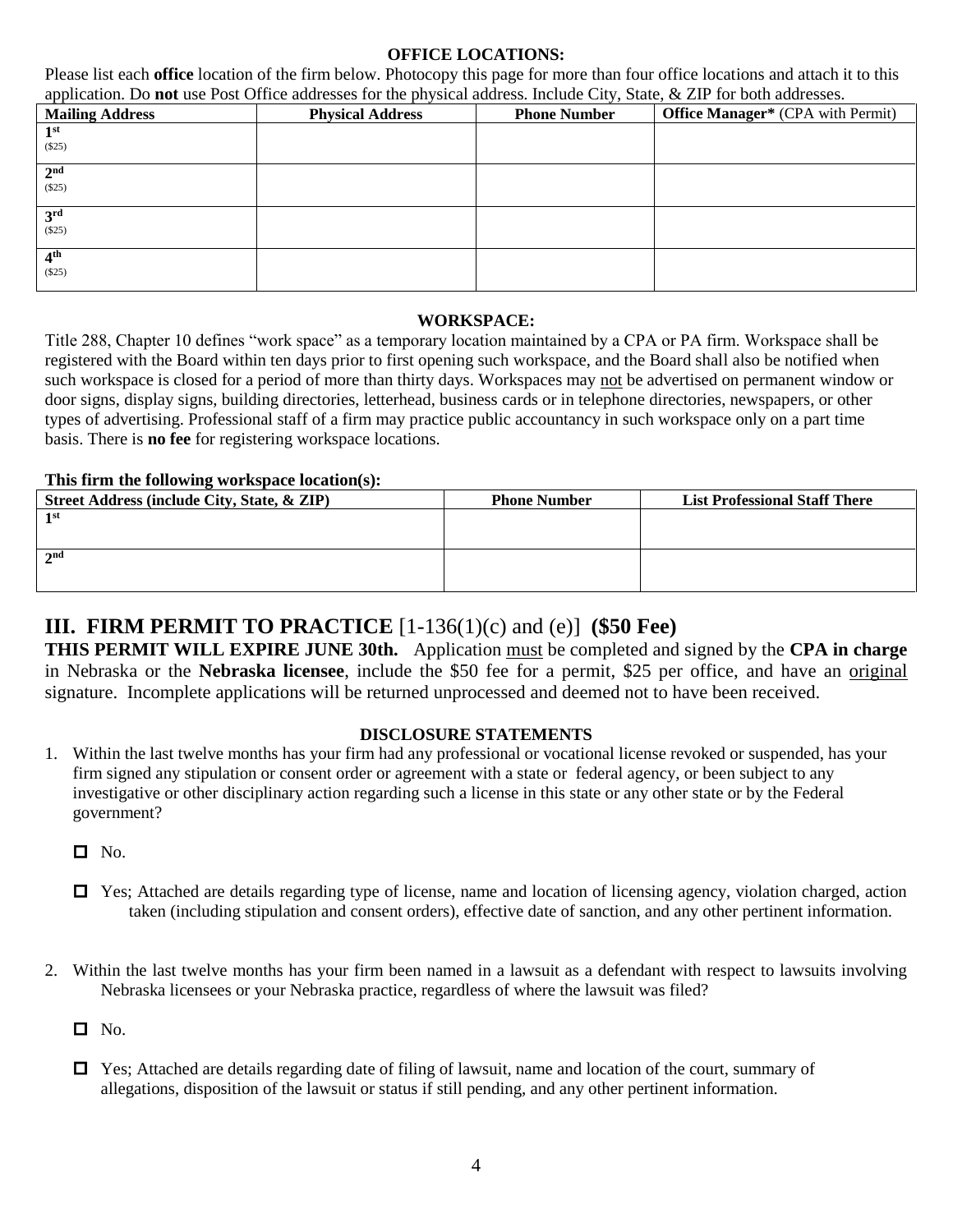**OFFICE LOCATIONS:**

Please list each **office** location of the firm below. Photocopy this page for more than four office locations and attach it to this application. Do **not** use Post Office addresses for the physical address. Include City, State, & ZIP for both addresses.

| Mailing Address | Physical Address | Phone Number | Office Manager* (CPA with Permit) |
|---|---|---|---|
| 1st ($25) | | | |
| 2nd ($25) | | | |
| 3rd ($25) | | | |
| 4th ($25) | | | |

**WORKSPACE:**

Title 288, Chapter 10 defines "work space" as a temporary location maintained by a CPA or PA firm. Workspace shall be registered with the Board within ten days prior to first opening such workspace, and the Board shall also be notified when such workspace is closed for a period of more than thirty days. Workspaces may not be advertised on permanent window or door signs, display signs, building directories, letterhead, business cards or in telephone directories, newspapers, or other types of advertising. Professional staff of a firm may practice public accountancy in such workspace only on a part time basis. There is **no fee** for registering workspace locations.

**This firm the following workspace location(s):**

| Street Address (include City, State, & ZIP) | Phone Number | List Professional Staff There |
|---|---|---|
| 1st | | |
| 2nd | | |

## III. FIRM PERMIT TO PRACTICE [1-136(1)(c) and (e)] (\$50 Fee)

**THIS PERMIT WILL EXPIRE JUNE 30th.** Application must be completed and signed by the **CPA in charge** in Nebraska or the **Nebraska licensee**, include the \$50 fee for a permit, \$25 per office, and have an original signature. Incomplete applications will be returned unprocessed and deemed not to have been received.

**DISCLOSURE STATEMENTS**

1. Within the last twelve months has your firm had any professional or vocational license revoked or suspended, has your firm signed any stipulation or consent order or agreement with a state or federal agency, or been subject to any investigative or other disciplinary action regarding such a license in this state or any other state or by the Federal government?

   ☐ No.

   ☐ Yes; Attached are details regarding type of license, name and location of licensing agency, violation charged, action taken (including stipulation and consent orders), effective date of sanction, and any other pertinent information.

2. Within the last twelve months has your firm been named in a lawsuit as a defendant with respect to lawsuits involving Nebraska licensees or your Nebraska practice, regardless of where the lawsuit was filed?

   ☐ No.

   ☐ Yes; Attached are details regarding date of filing of lawsuit, name and location of the court, summary of allegations, disposition of the lawsuit or status if still pending, and any other pertinent information.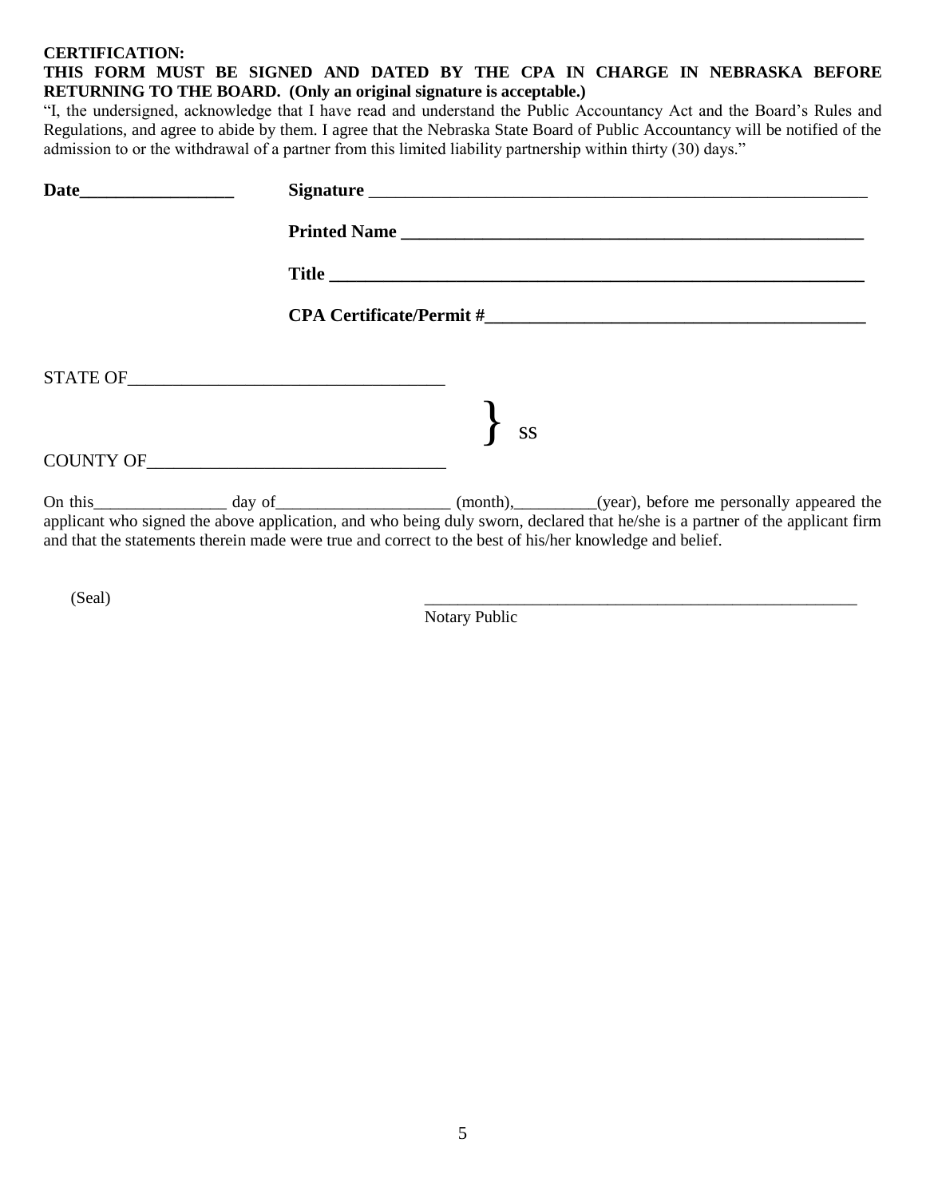**CERTIFICATION:**

**THIS FORM MUST BE SIGNED AND DATED BY THE CPA IN CHARGE IN NEBRASKA BEFORE RETURNING TO THE BOARD. (Only an original signature is acceptable.)**

"I, the undersigned, acknowledge that I have read and understand the Public Accountancy Act and the Board's Rules and Regulations, and agree to abide by them. I agree that the Nebraska State Board of Public Accountancy will be notified of the admission to or the withdrawal of a partner from this limited liability partnership within thirty (30) days."

**Date**_________________ **Signature** ____________________________________________________________

**Printed Name** ______________________________________________________

**Title** _____________________________________________________________

**CPA Certificate/Permit #**__________________________________________

STATE OF___________________________________

} ss

COUNTY OF_________________________________

On this________________ day of_____________________ (month),__________(year), before me personally appeared the applicant who signed the above application, and who being duly sworn, declared that he/she is a partner of the applicant firm and that the statements therein made were true and correct to the best of his/her knowledge and belief.

(Seal) ______________________________________________________

Notary Public